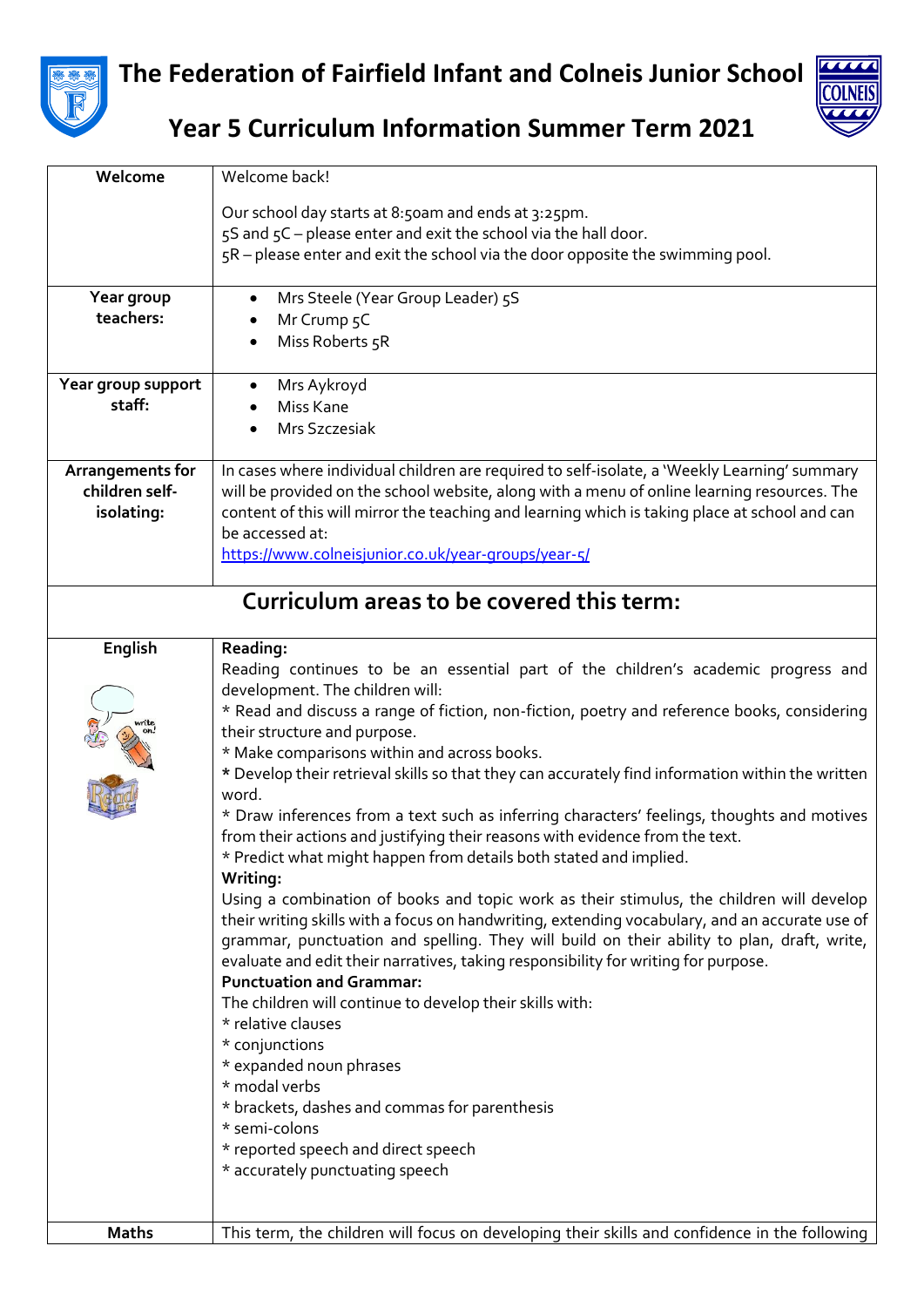# The Federation of Fairfield Infant and Colneis Junior School

## Year 5 Curriculum Information Summer Term 2021

| | |
|---|---|
| **Welcome** | Welcome back!<br><br>Our school day starts at 8:50am and ends at 3:25pm.<br>5S and 5C – please enter and exit the school via the hall door.<br>5R – please enter and exit the school via the door opposite the swimming pool. |
| **Year group teachers:** | • Mrs Steele (Year Group Leader) 5S<br>• Mr Crump 5C<br>• Miss Roberts 5R |
| **Year group support staff:** | • Mrs Aykroyd<br>• Miss Kane<br>• Mrs Szczesiak |
| **Arrangements for children self-isolating:** | In cases where individual children are required to self-isolate, a 'Weekly Learning' summary will be provided on the school website, along with a menu of online learning resources. The content of this will mirror the teaching and learning which is taking place at school and can be accessed at:<br>https://www.colneisjunior.co.uk/year-groups/year-5/ |

## Curriculum areas to be covered this term:

| | |
|---|---|
| **English** | **Reading:**<br>Reading continues to be an essential part of the children's academic progress and development. The children will:<br>* Read and discuss a range of fiction, non-fiction, poetry and reference books, considering their structure and purpose.<br>* Make comparisons within and across books.<br>* Develop their retrieval skills so that they can accurately find information within the written word.<br>* Draw inferences from a text such as inferring characters' feelings, thoughts and motives from their actions and justifying their reasons with evidence from the text.<br>* Predict what might happen from details both stated and implied.<br>**Writing:**<br>Using a combination of books and topic work as their stimulus, the children will develop their writing skills with a focus on handwriting, extending vocabulary, and an accurate use of grammar, punctuation and spelling. They will build on their ability to plan, draft, write, evaluate and edit their narratives, taking responsibility for writing for purpose.<br>**Punctuation and Grammar:**<br>The children will continue to develop their skills with:<br>* relative clauses<br>* conjunctions<br>* expanded noun phrases<br>* modal verbs<br>* brackets, dashes and commas for parenthesis<br>* semi-colons<br>* reported speech and direct speech<br>* accurately punctuating speech |
| **Maths** | This term, the children will focus on developing their skills and confidence in the following |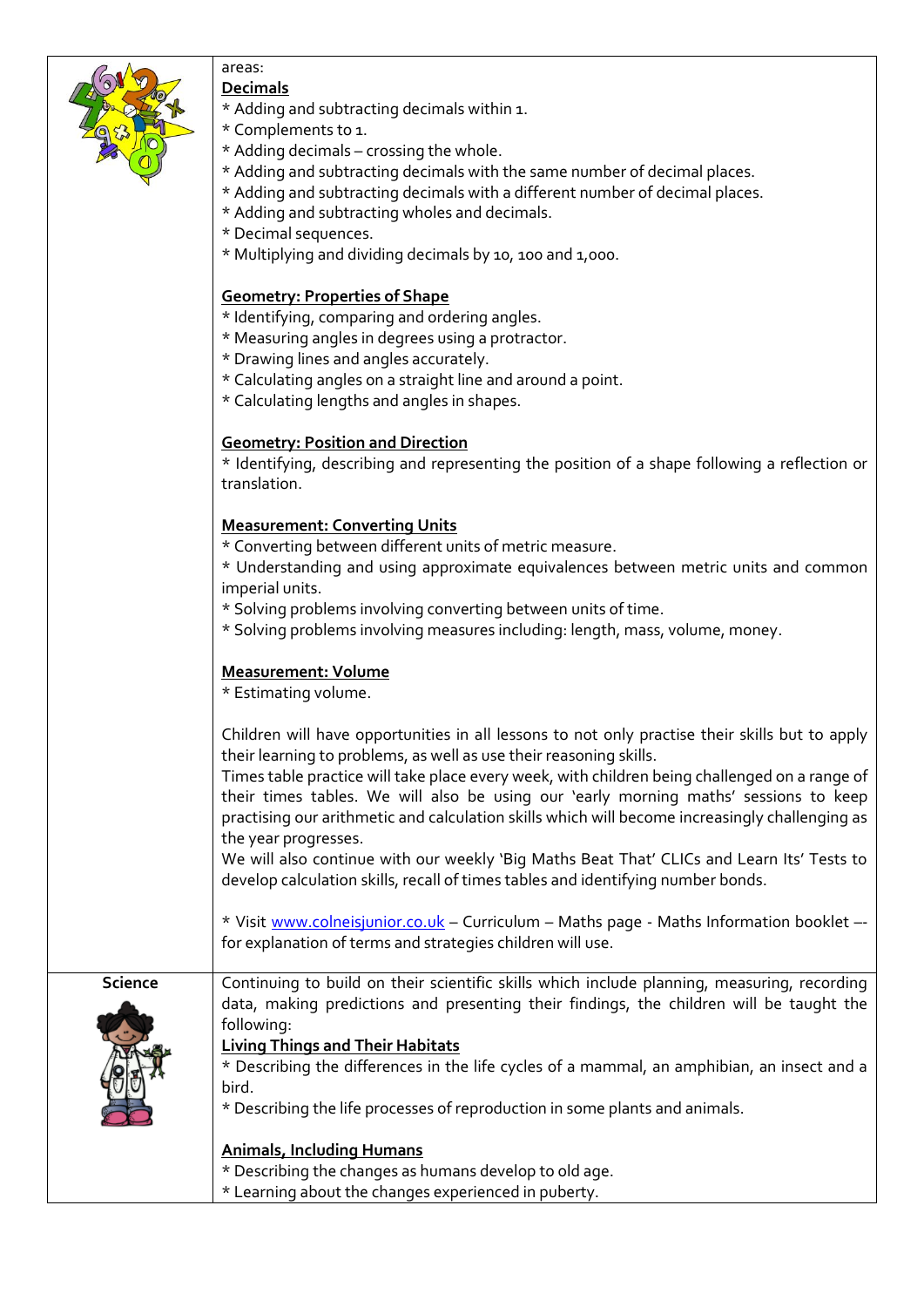| | |
|---|---|
| | areas:<br>**Decimals**<br>* Adding and subtracting decimals within 1.<br>* Complements to 1.<br>* Adding decimals – crossing the whole.<br>* Adding and subtracting decimals with the same number of decimal places.<br>* Adding and subtracting decimals with a different number of decimal places.<br>* Adding and subtracting wholes and decimals.<br>* Decimal sequences.<br>* Multiplying and dividing decimals by 10, 100 and 1,000.<br><br>**Geometry: Properties of Shape**<br>* Identifying, comparing and ordering angles.<br>* Measuring angles in degrees using a protractor.<br>* Drawing lines and angles accurately.<br>* Calculating angles on a straight line and around a point.<br>* Calculating lengths and angles in shapes.<br><br>**Geometry: Position and Direction**<br>* Identifying, describing and representing the position of a shape following a reflection or translation.<br><br>**Measurement: Converting Units**<br>* Converting between different units of metric measure.<br>* Understanding and using approximate equivalences between metric units and common imperial units.<br>* Solving problems involving converting between units of time.<br>* Solving problems involving measures including: length, mass, volume, money.<br><br>**Measurement: Volume**<br>* Estimating volume.<br><br>Children will have opportunities in all lessons to not only practise their skills but to apply their learning to problems, as well as use their reasoning skills.<br>Times table practice will take place every week, with children being challenged on a range of their times tables. We will also be using our 'early morning maths' sessions to keep practising our arithmetic and calculation skills which will become increasingly challenging as the year progresses.<br>We will also continue with our weekly 'Big Maths Beat That' CLICs and Learn Its' Tests to develop calculation skills, recall of times tables and identifying number bonds.<br><br>* Visit www.colneisjunior.co.uk – Curriculum – Maths page - Maths Information booklet –- for explanation of terms and strategies children will use. |
| **Science** | Continuing to build on their scientific skills which include planning, measuring, recording data, making predictions and presenting their findings, the children will be taught the following:<br>**Living Things and Their Habitats**<br>* Describing the differences in the life cycles of a mammal, an amphibian, an insect and a bird.<br>* Describing the life processes of reproduction in some plants and animals.<br><br>**Animals, Including Humans**<br>* Describing the changes as humans develop to old age.<br>* Learning about the changes experienced in puberty. |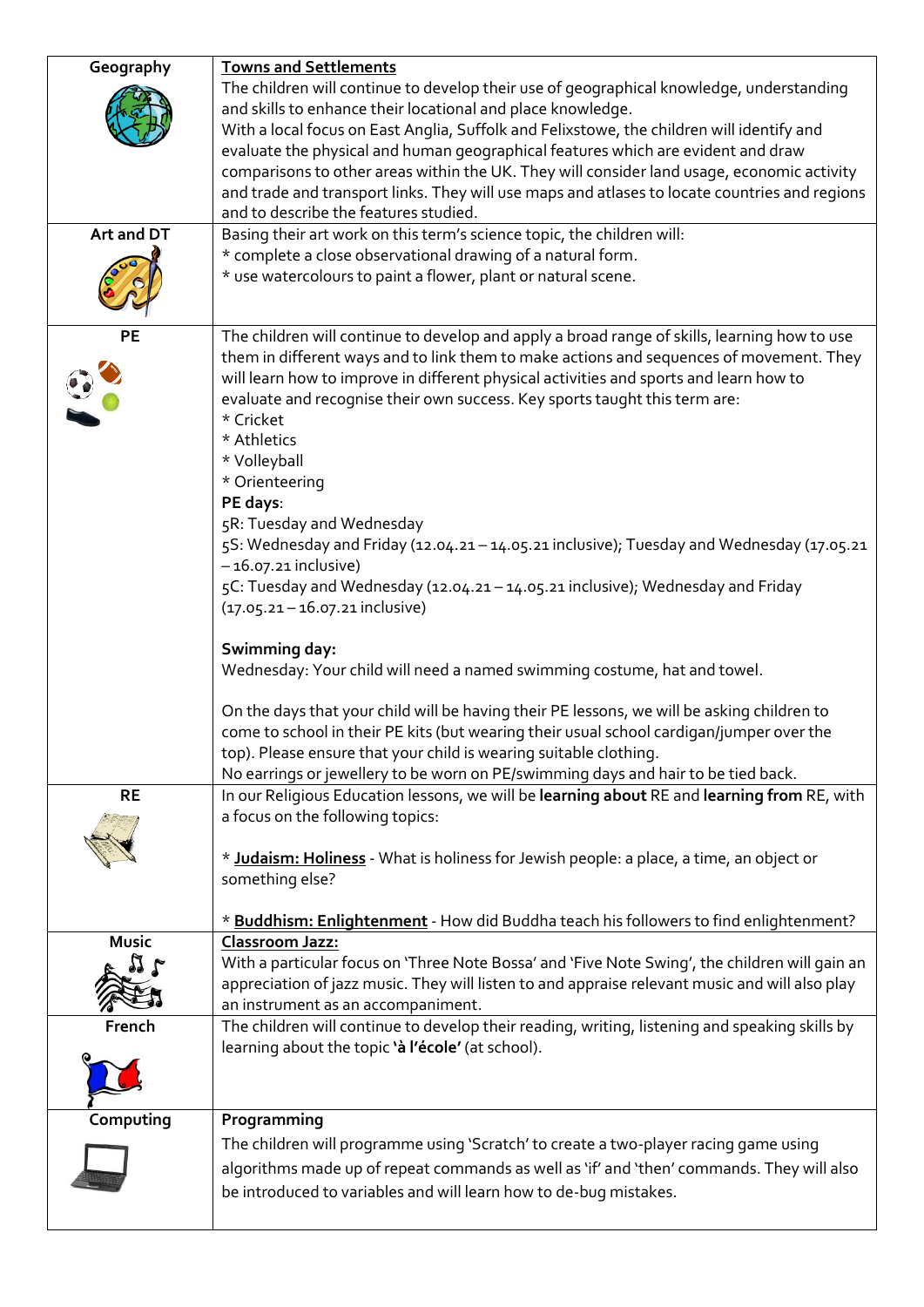| | |
|---|---|
| **Geography** | <u>**Towns and Settlements**</u><br>The children will continue to develop their use of geographical knowledge, understanding and skills to enhance their locational and place knowledge.<br>With a local focus on East Anglia, Suffolk and Felixstowe, the children will identify and evaluate the physical and human geographical features which are evident and draw comparisons to other areas within the UK. They will consider land usage, economic activity and trade and transport links. They will use maps and atlases to locate countries and regions and to describe the features studied. |
| **Art and DT** | Basing their art work on this term's science topic, the children will:<br>* complete a close observational drawing of a natural form.<br>* use watercolours to paint a flower, plant or natural scene. |
| **PE** | The children will continue to develop and apply a broad range of skills, learning how to use them in different ways and to link them to make actions and sequences of movement. They will learn how to improve in different physical activities and sports and learn how to evaluate and recognise their own success. Key sports taught this term are:<br>* Cricket<br>* Athletics<br>* Volleyball<br>* Orienteering<br>**PE days**:<br>5R: Tuesday and Wednesday<br>5S: Wednesday and Friday (12.04.21 – 14.05.21 inclusive); Tuesday and Wednesday (17.05.21 – 16.07.21 inclusive)<br>5C: Tuesday and Wednesday (12.04.21 – 14.05.21 inclusive); Wednesday and Friday (17.05.21 – 16.07.21 inclusive)<br><br>**Swimming day:**<br>Wednesday: Your child will need a named swimming costume, hat and towel.<br><br>On the days that your child will be having their PE lessons, we will be asking children to come to school in their PE kits (but wearing their usual school cardigan/jumper over the top). Please ensure that your child is wearing suitable clothing.<br>No earrings or jewellery to be worn on PE/swimming days and hair to be tied back. |
| **RE** | In our Religious Education lessons, we will be **learning about** RE and **learning from** RE, with a focus on the following topics:<br><br>* <u>**Judaism: Holiness**</u> - What is holiness for Jewish people: a place, a time, an object or something else?<br><br>* <u>**Buddhism: Enlightenment**</u> - How did Buddha teach his followers to find enlightenment? |
| **Music** | <u>**Classroom Jazz:**</u><br>With a particular focus on 'Three Note Bossa' and 'Five Note Swing', the children will gain an appreciation of jazz music. They will listen to and appraise relevant music and will also play an instrument as an accompaniment. |
| **French** | The children will continue to develop their reading, writing, listening and speaking skills by learning about the topic **'à l'école'** (at school). |
| **Computing** | **Programming**<br>The children will programme using 'Scratch' to create a two-player racing game using algorithms made up of repeat commands as well as 'if' and 'then' commands. They will also be introduced to variables and will learn how to de-bug mistakes. |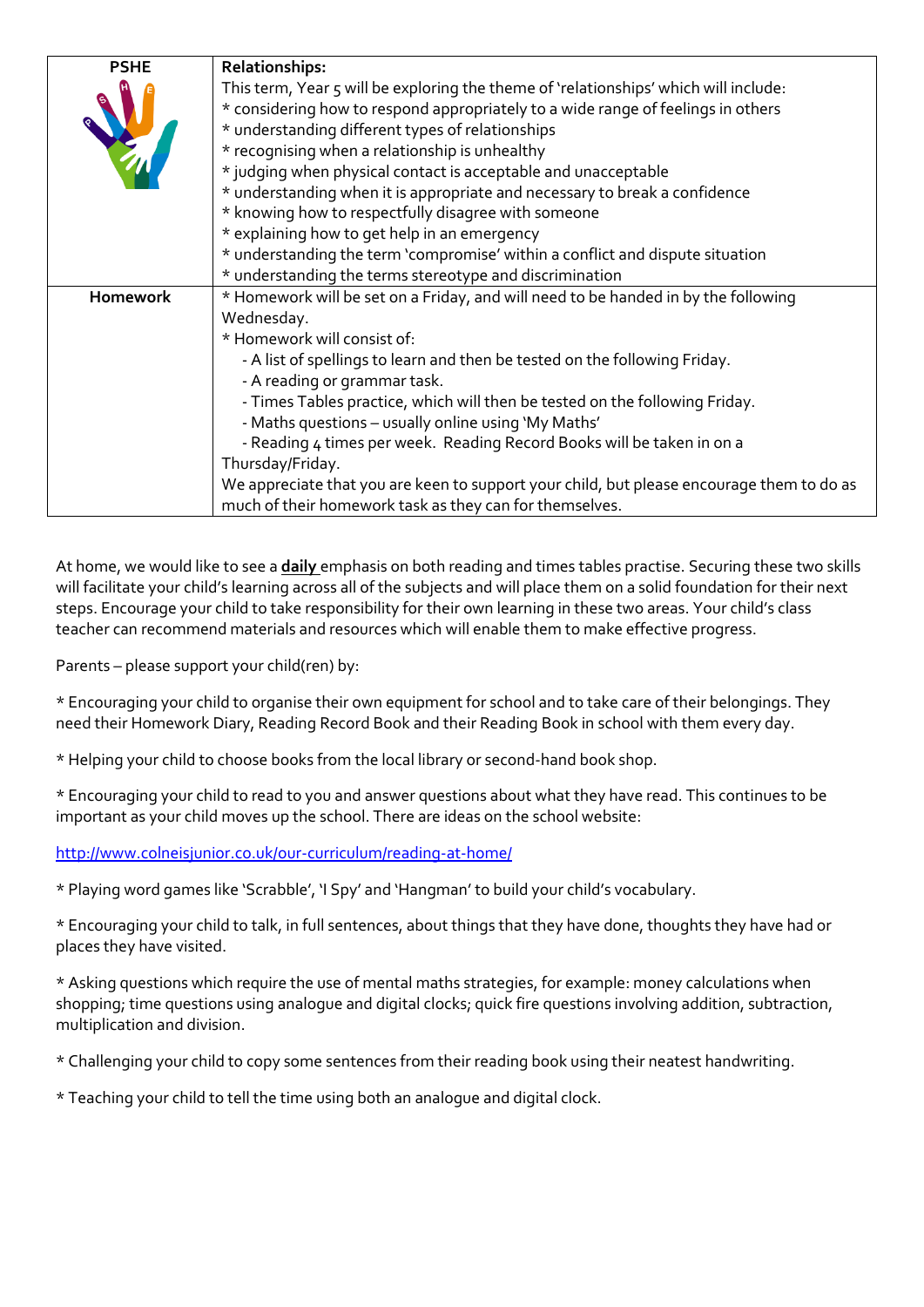| | |
|---|---|
| **PSHE** | **Relationships:**<br>This term, Year 5 will be exploring the theme of 'relationships' which will include:<br>* considering how to respond appropriately to a wide range of feelings in others<br>* understanding different types of relationships<br>* recognising when a relationship is unhealthy<br>* judging when physical contact is acceptable and unacceptable<br>* understanding when it is appropriate and necessary to break a confidence<br>* knowing how to respectfully disagree with someone<br>* explaining how to get help in an emergency<br>* understanding the term 'compromise' within a conflict and dispute situation<br>* understanding the terms stereotype and discrimination |
| **Homework** | * Homework will be set on a Friday, and will need to be handed in by the following Wednesday.<br>* Homework will consist of:<br>- A list of spellings to learn and then be tested on the following Friday.<br>- A reading or grammar task.<br>- Times Tables practice, which will then be tested on the following Friday.<br>- Maths questions – usually online using 'My Maths'<br>- Reading 4 times per week. Reading Record Books will be taken in on a Thursday/Friday.<br>We appreciate that you are keen to support your child, but please encourage them to do as much of their homework task as they can for themselves. |

At home, we would like to see a **daily** emphasis on both reading and times tables practise. Securing these two skills will facilitate your child's learning across all of the subjects and will place them on a solid foundation for their next steps. Encourage your child to take responsibility for their own learning in these two areas. Your child's class teacher can recommend materials and resources which will enable them to make effective progress.

Parents – please support your child(ren) by:

* Encouraging your child to organise their own equipment for school and to take care of their belongings. They need their Homework Diary, Reading Record Book and their Reading Book in school with them every day.

* Helping your child to choose books from the local library or second-hand book shop.

* Encouraging your child to read to you and answer questions about what they have read. This continues to be important as your child moves up the school. There are ideas on the school website:

http://www.colneisjunior.co.uk/our-curriculum/reading-at-home/

* Playing word games like 'Scrabble', 'I Spy' and 'Hangman' to build your child's vocabulary.

* Encouraging your child to talk, in full sentences, about things that they have done, thoughts they have had or places they have visited.

* Asking questions which require the use of mental maths strategies, for example: money calculations when shopping; time questions using analogue and digital clocks; quick fire questions involving addition, subtraction, multiplication and division.

* Challenging your child to copy some sentences from their reading book using their neatest handwriting.

* Teaching your child to tell the time using both an analogue and digital clock.